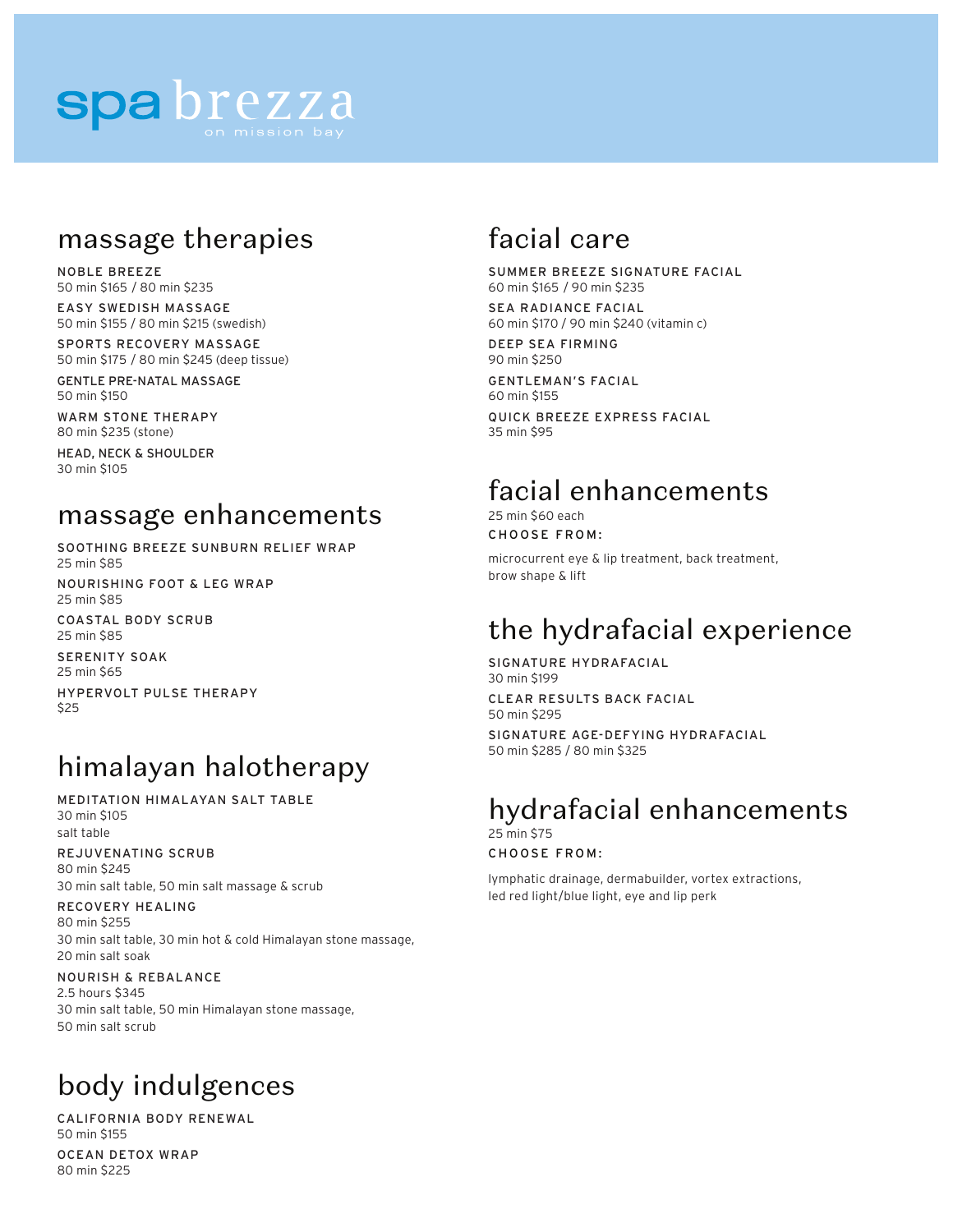# spa brezza

on mission bay

## massage therapies

**NOBLE BREEZE**
50 min $165 / 80 min $235

**EASY SWEDISH MASSAGE**
50 min $155 / 80 min $215 (swedish)

**SPORTS RECOVERY MASSAGE**
50 min $175 / 80 min $245 (deep tissue)

**GENTLE PRE-NATAL MASSAGE**
50 min $150

**WARM STONE THERAPY**
80 min $235 (stone)

**HEAD, NECK & SHOULDER**
30 min $105

## massage enhancements

**SOOTHING BREEZE SUNBURN RELIEF WRAP**
25 min $85

**NOURISHING FOOT & LEG WRAP**
25 min $85

**COASTAL BODY SCRUB**
25 min $85

**SERENITY SOAK**
25 min $65

**HYPERVOLT PULSE THERAPY**
$25

## himalayan halotherapy

**MEDITATION HIMALAYAN SALT TABLE**
30 min $105
salt table

**REJUVENATING SCRUB**
80 min $245
30 min salt table, 50 min salt massage & scrub

**RECOVERY HEALING**
80 min $255
30 min salt table, 30 min hot & cold Himalayan stone massage, 20 min salt soak

**NOURISH & REBALANCE**
2.5 hours $345
30 min salt table, 50 min Himalayan stone massage, 50 min salt scrub

## body indulgences

**CALIFORNIA BODY RENEWAL**
50 min $155

**OCEAN DETOX WRAP**
80 min $225

## facial care

**SUMMER BREEZE SIGNATURE FACIAL**
60 min $165 / 90 min $235

**SEA RADIANCE FACIAL**
60 min $170 / 90 min $240 (vitamin c)

**DEEP SEA FIRMING**
90 min $250

**GENTLEMAN'S FACIAL**
60 min $155

**QUICK BREEZE EXPRESS FACIAL**
35 min $95

## facial enhancements

25 min $60 each

**CHOOSE FROM:**

microcurrent eye & lip treatment, back treatment, brow shape & lift

## the hydrafacial experience

**SIGNATURE HYDRAFACIAL**
30 min $199

**CLEAR RESULTS BACK FACIAL**
50 min $295

**SIGNATURE AGE-DEFYING HYDRAFACIAL**
50 min $285 / 80 min $325

## hydrafacial enhancements

25 min $75

**CHOOSE FROM:**

lymphatic drainage, dermabuilder, vortex extractions, led red light/blue light, eye and lip perk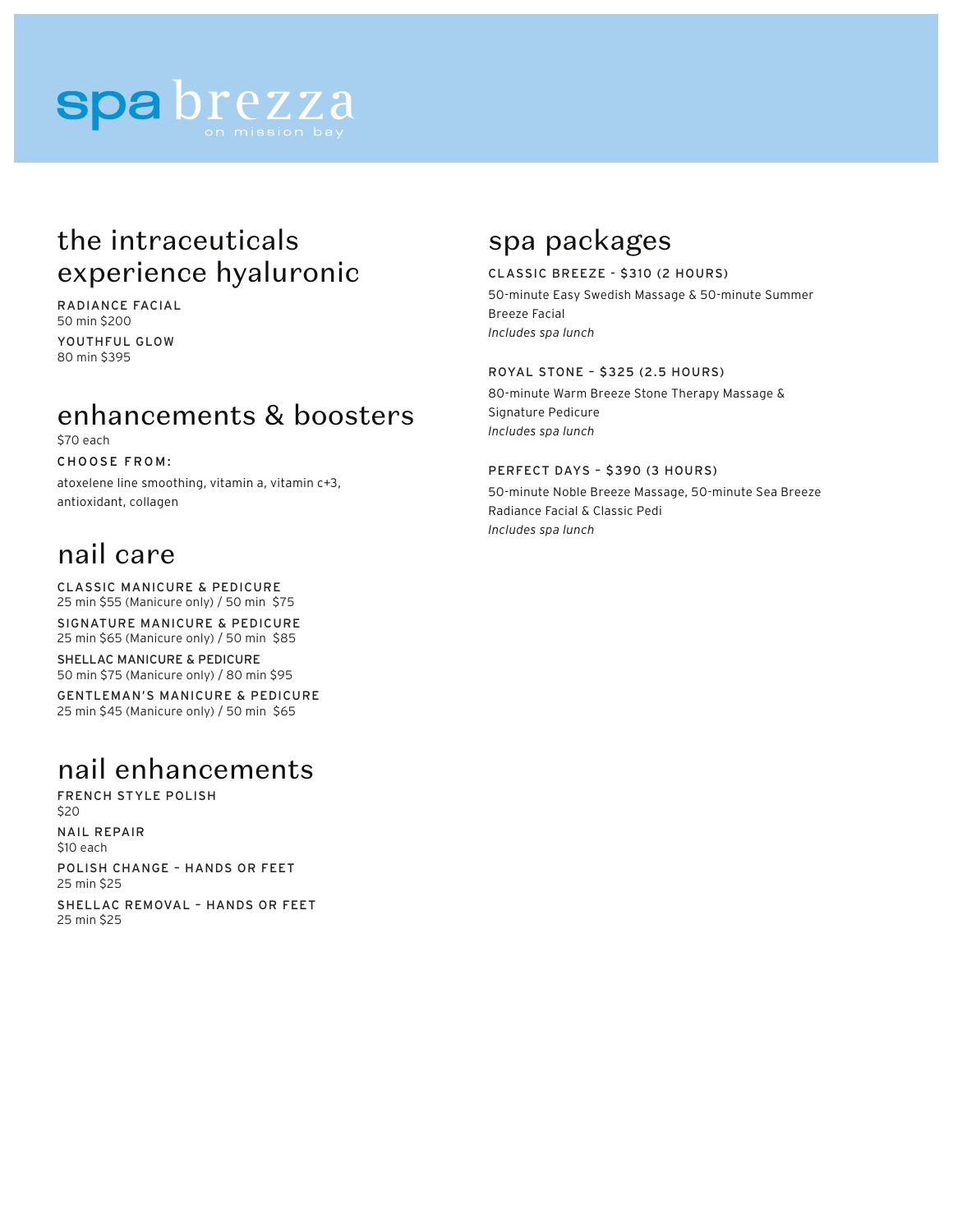spa brezza
on mission bay

## the intraceuticals experience hyaluronic

**RADIANCE FACIAL**
50 min $200

**YOUTHFUL GLOW**
80 min $395

## enhancements & boosters

$70 each

**CHOOSE FROM:**

atoxelene line smoothing, vitamin a, vitamin c+3, antioxidant, collagen

## nail care

**CLASSIC MANICURE & PEDICURE**
25 min $55 (Manicure only) / 50 min $75

**SIGNATURE MANICURE & PEDICURE**
25 min $65 (Manicure only) / 50 min $85

**SHELLAC MANICURE & PEDICURE**
50 min $75 (Manicure only) / 80 min $95

**GENTLEMAN'S MANICURE & PEDICURE**
25 min $45 (Manicure only) / 50 min $65

## nail enhancements

**FRENCH STYLE POLISH**
$20

**NAIL REPAIR**
$10 each

**POLISH CHANGE – HANDS OR FEET**
25 min $25

**SHELLAC REMOVAL – HANDS OR FEET**
25 min $25

## spa packages

**CLASSIC BREEZE - $310 (2 HOURS)**

50-minute Easy Swedish Massage & 50-minute Summer Breeze Facial
*Includes spa lunch*

**ROYAL STONE – $325 (2.5 HOURS)**

80-minute Warm Breeze Stone Therapy Massage & Signature Pedicure
*Includes spa lunch*

**PERFECT DAYS – $390 (3 HOURS)**

50-minute Noble Breeze Massage, 50-minute Sea Breeze Radiance Facial & Classic Pedi
*Includes spa lunch*